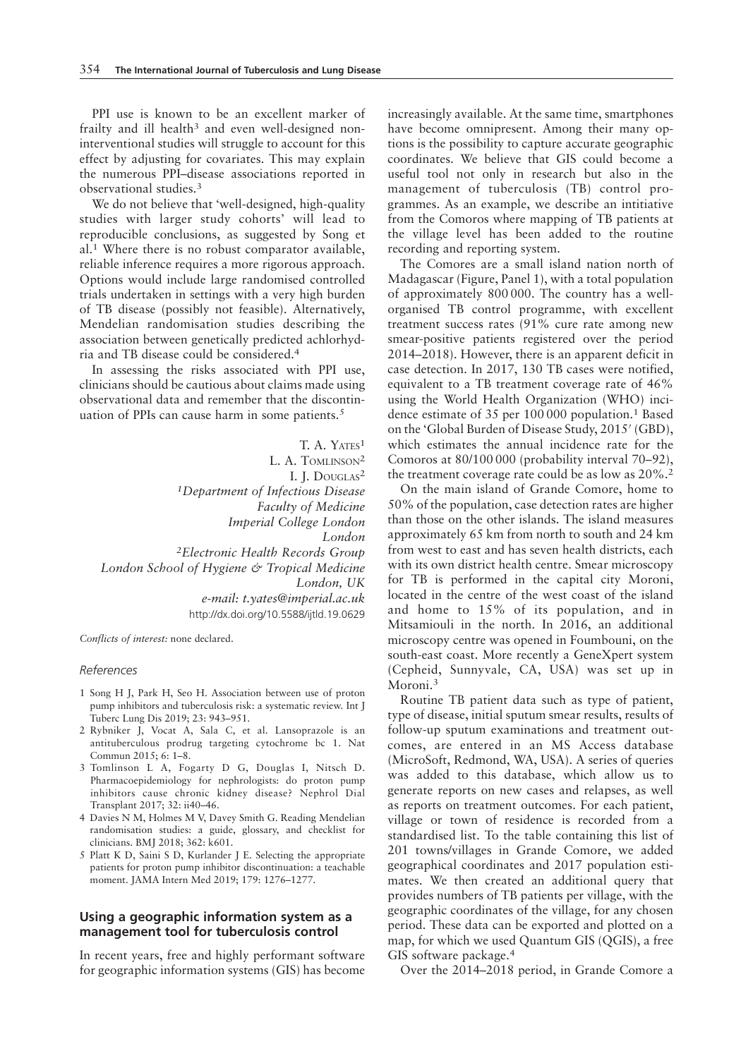PPI use is known to be an excellent marker of frailty and ill health[3] and even well-designed non-interventional studies will struggle to account for this effect by adjusting for covariates. This may explain the numerous PPI–disease associations reported in observational studies.[3]

We do not believe that 'well-designed, high-quality studies with larger study cohorts' will lead to reproducible conclusions, as suggested by Song et al.[1] Where there is no robust comparator available, reliable inference requires a more rigorous approach. Options would include large randomised controlled trials undertaken in settings with a very high burden of TB disease (possibly not feasible). Alternatively, Mendelian randomisation studies describing the association between genetically predicted achlorhydria and TB disease could be considered.[4]

In assessing the risks associated with PPI use, clinicians should be cautious about claims made using observational data and remember that the discontinuation of PPIs can cause harm in some patients.[5]

T. A. Yates[1]
L. A. Tomlinson[2]
I. J. Douglas[2]
*[1]Department of Infectious Disease*
*Faculty of Medicine*
*Imperial College London*
*London*
*[2]Electronic Health Records Group*
*London School of Hygiene & Tropical Medicine*
*London, UK*
*e-mail: t.yates@imperial.ac.uk*
http://dx.doi.org/10.5588/ijtld.19.0629

*Conflicts of interest:* none declared.

*References*

1. Song H J, Park H, Seo H. Association between use of proton pump inhibitors and tuberculosis risk: a systematic review. Int J Tuberc Lung Dis 2019; 23: 943–951.
2. Rybniker J, Vocat A, Sala C, et al. Lansoprazole is an antituberculous prodrug targeting cytochrome bc 1. Nat Commun 2015; 6: 1–8.
3. Tomlinson L A, Fogarty D G, Douglas I, Nitsch D. Pharmacoepidemiology for nephrologists: do proton pump inhibitors cause chronic kidney disease? Nephrol Dial Transplant 2017; 32: ii40–46.
4. Davies N M, Holmes M V, Davey Smith G. Reading Mendelian randomisation studies: a guide, glossary, and checklist for clinicians. BMJ 2018; 362: k601.
5. Platt K D, Saini S D, Kurlander J E. Selecting the appropriate patients for proton pump inhibitor discontinuation: a teachable moment. JAMA Intern Med 2019; 179: 1276–1277.

## Using a geographic information system as a management tool for tuberculosis control

In recent years, free and highly performant software for geographic information systems (GIS) has become increasingly available. At the same time, smartphones have become omnipresent. Among their many options is the possibility to capture accurate geographic coordinates. We believe that GIS could become a useful tool not only in research but also in the management of tuberculosis (TB) control programmes. As an example, we describe an intitiative from the Comoros where mapping of TB patients at the village level has been added to the routine recording and reporting system.

The Comores are a small island nation north of Madagascar (Figure, Panel 1), with a total population of approximately 800 000. The country has a well-organised TB control programme, with excellent treatment success rates (91% cure rate among new smear-positive patients registered over the period 2014–2018). However, there is an apparent deficit in case detection. In 2017, 130 TB cases were notified, equivalent to a TB treatment coverage rate of 46% using the World Health Organization (WHO) incidence estimate of 35 per 100 000 population.[1] Based on the 'Global Burden of Disease Study, 2015' (GBD), which estimates the annual incidence rate for the Comoros at 80/100 000 (probability interval 70–92), the treatment coverage rate could be as low as 20%.[2]

On the main island of Grande Comore, home to 50% of the population, case detection rates are higher than those on the other islands. The island measures approximately 65 km from north to south and 24 km from west to east and has seven health districts, each with its own district health centre. Smear microscopy for TB is performed in the capital city Moroni, located in the centre of the west coast of the island and home to 15% of its population, and in Mitsamiouli in the north. In 2016, an additional microscopy centre was opened in Foumbouni, on the south-east coast. More recently a GeneXpert system (Cepheid, Sunnyvale, CA, USA) was set up in Moroni.[3]

Routine TB patient data such as type of patient, type of disease, initial sputum smear results, results of follow-up sputum examinations and treatment outcomes, are entered in an MS Access database (MicroSoft, Redmond, WA, USA). A series of queries was added to this database, which allow us to generate reports on new cases and relapses, as well as reports on treatment outcomes. For each patient, village or town of residence is recorded from a standardised list. To the table containing this list of 201 towns/villages in Grande Comore, we added geographical coordinates and 2017 population estimates. We then created an additional query that provides numbers of TB patients per village, with the geographic coordinates of the village, for any chosen period. These data can be exported and plotted on a map, for which we used Quantum GIS (QGIS), a free GIS software package.[4]

Over the 2014–2018 period, in Grande Comore a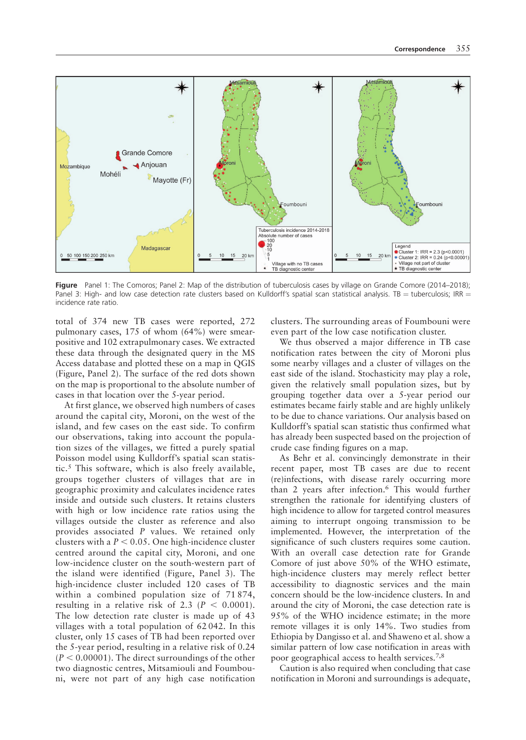**Figure** Panel 1: The Comoros; Panel 2: Map of the distribution of tuberculosis cases by village on Grande Comore (2014–2018); Panel 3: High- and low case detection rate clusters based on Kulldorff's spatial scan statistical analysis. TB = tuberculosis; IRR = incidence rate ratio.

total of 374 new TB cases were reported, 272 pulmonary cases, 175 of whom (64%) were smear-positive and 102 extrapulmonary cases. We extracted these data through the designated query in the MS Access database and plotted these on a map in QGIS (Figure, Panel 2). The surface of the red dots shown on the map is proportional to the absolute number of cases in that location over the 5-year period.

At first glance, we observed high numbers of cases around the capital city, Moroni, on the west of the island, and few cases on the east side. To confirm our observations, taking into account the population sizes of the villages, we fitted a purely spatial Poisson model using Kulldorff's spatial scan statistic.[5] This software, which is also freely available, groups together clusters of villages that are in geographic proximity and calculates incidence rates inside and outside such clusters. It retains clusters with high or low incidence rate ratios using the villages outside the cluster as reference and also provides associated *P* values. We retained only clusters with a $P < 0.05$. One high-incidence cluster centred around the capital city, Moroni, and one low-incidence cluster on the south-western part of the island were identified (Figure, Panel 3). The high-incidence cluster included 120 cases of TB within a combined population size of 71 874, resulting in a relative risk of 2.3 ($P < 0.0001$). The low detection rate cluster is made up of 43 villages with a total population of 62 042. In this cluster, only 15 cases of TB had been reported over the 5-year period, resulting in a relative risk of 0.24 ($P < 0.00001$). The direct surroundings of the other two diagnostic centres, Mitsamiouli and Foumbouni, were not part of any high case notification clusters. The surrounding areas of Foumbouni were even part of the low case notification cluster.

We thus observed a major difference in TB case notification rates between the city of Moroni plus some nearby villages and a cluster of villages on the east side of the island. Stochasticity may play a role, given the relatively small population sizes, but by grouping together data over a 5-year period our estimates became fairly stable and are highly unlikely to be due to chance variations. Our analysis based on Kulldorff's spatial scan statistic thus confirmed what has already been suspected based on the projection of crude case finding figures on a map.

As Behr et al. convincingly demonstrate in their recent paper, most TB cases are due to recent (re)infections, with disease rarely occurring more than 2 years after infection.[6] This would further strengthen the rationale for identifying clusters of high incidence to allow for targeted control measures aiming to interrupt ongoing transmission to be implemented. However, the interpretation of the significance of such clusters requires some caution. With an overall case detection rate for Grande Comore of just above 50% of the WHO estimate, high-incidence clusters may merely reflect better accessibility to diagnostic services and the main concern should be the low-incidence clusters. In and around the city of Moroni, the case detection rate is 95% of the WHO incidence estimate; in the more remote villages it is only 14%. Two studies from Ethiopia by Dangisso et al. and Shaweno et al. show a similar pattern of low case notification in areas with poor geographical access to health services.[7,8]

Caution is also required when concluding that case notification in Moroni and surroundings is adequate,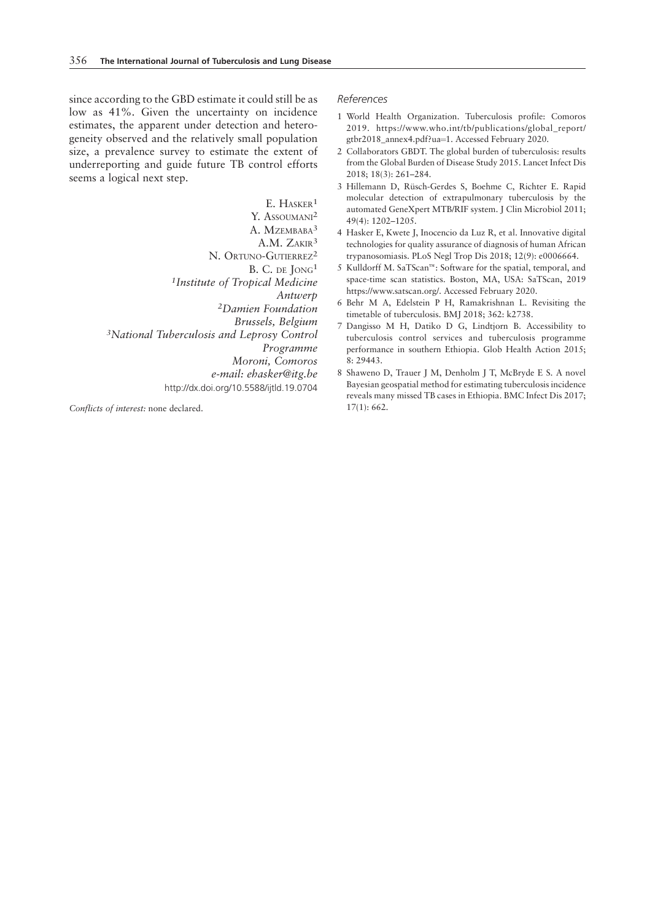since according to the GBD estimate it could still be as low as 41%. Given the uncertainty on incidence estimates, the apparent under detection and heterogeneity observed and the relatively small population size, a prevalence survey to estimate the extent of underreporting and guide future TB control efforts seems a logical next step.

E. Hasker[1]
Y. Assoumani[2]
A. Mzembaba[3]
A.M. Zakir[3]
N. Ortuno-Gutierrez[2]
B. C. de Jong[1]

*[1]Institute of Tropical Medicine*
*Antwerp*
*[2]Damien Foundation*
*Brussels, Belgium*
*[3]National Tuberculosis and Leprosy Control Programme*
*Moroni, Comoros*
*e-mail: ehasker@itg.be*
http://dx.doi.org/10.5588/ijtld.19.0704

*Conflicts of interest:* none declared.

*References*

1 World Health Organization. Tuberculosis profile: Comoros 2019. https://www.who.int/tb/publications/global_report/gtbr2018_annex4.pdf?ua=1. Accessed February 2020.
2 Collaborators GBDT. The global burden of tuberculosis: results from the Global Burden of Disease Study 2015. Lancet Infect Dis 2018; 18(3): 261–284.
3 Hillemann D, Rüsch-Gerdes S, Boehme C, Richter E. Rapid molecular detection of extrapulmonary tuberculosis by the automated GeneXpert MTB/RIF system. J Clin Microbiol 2011; 49(4): 1202–1205.
4 Hasker E, Kwete J, Inocencio da Luz R, et al. Innovative digital technologies for quality assurance of diagnosis of human African trypanosomiasis. PLoS Negl Trop Dis 2018; 12(9): e0006664.
5 Kulldorff M. SaTScan™: Software for the spatial, temporal, and space-time scan statistics. Boston, MA, USA: SaTScan, 2019 https://www.satscan.org/. Accessed February 2020.
6 Behr M A, Edelstein P H, Ramakrishnan L. Revisiting the timetable of tuberculosis. BMJ 2018; 362: k2738.
7 Dangisso M H, Datiko D G, Lindtjorn B. Accessibility to tuberculosis control services and tuberculosis programme performance in southern Ethiopia. Glob Health Action 2015; 8: 29443.
8 Shaweno D, Trauer J M, Denholm J T, McBryde E S. A novel Bayesian geospatial method for estimating tuberculosis incidence reveals many missed TB cases in Ethiopia. BMC Infect Dis 2017; 17(1): 662.